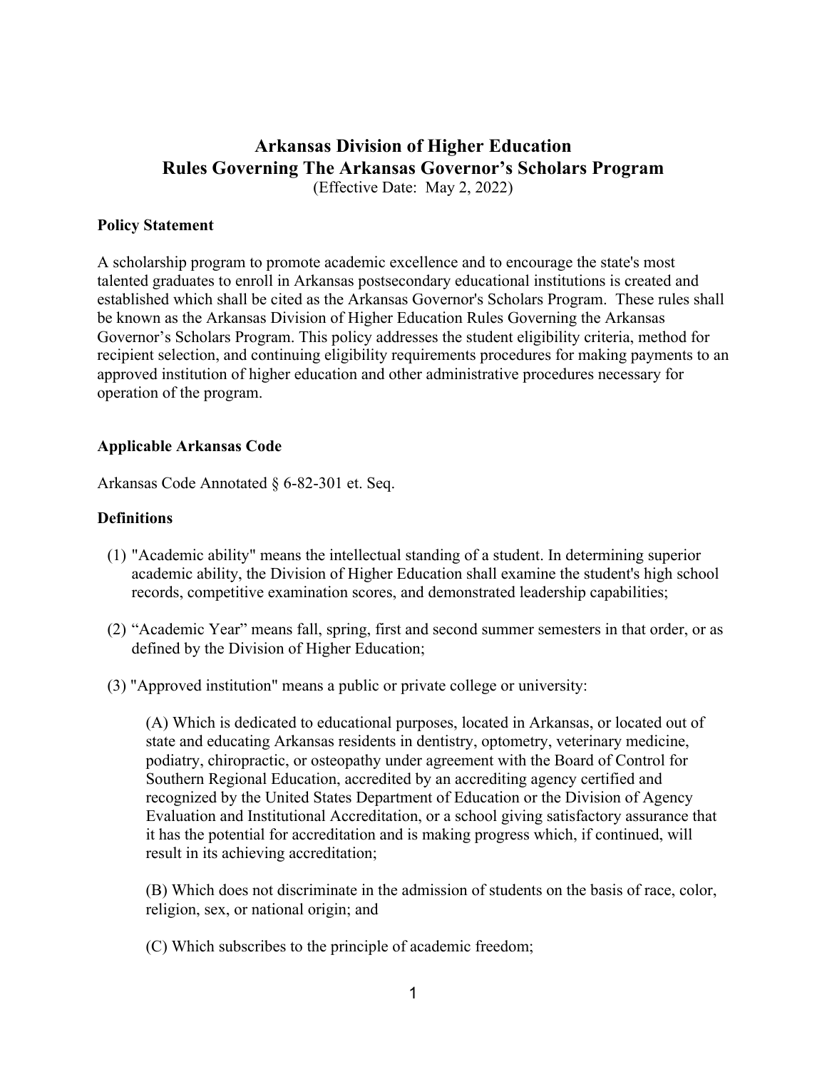# Arkansas Division of Higher Education
# Rules Governing The Arkansas Governor's Scholars Program

(Effective Date: May 2, 2022)

**Policy Statement**

A scholarship program to promote academic excellence and to encourage the state's most talented graduates to enroll in Arkansas postsecondary educational institutions is created and established which shall be cited as the Arkansas Governor's Scholars Program. These rules shall be known as the Arkansas Division of Higher Education Rules Governing the Arkansas Governor's Scholars Program. This policy addresses the student eligibility criteria, method for recipient selection, and continuing eligibility requirements procedures for making payments to an approved institution of higher education and other administrative procedures necessary for operation of the program.

**Applicable Arkansas Code**

Arkansas Code Annotated § 6-82-301 et. Seq.

**Definitions**

(1) "Academic ability" means the intellectual standing of a student. In determining superior academic ability, the Division of Higher Education shall examine the student's high school records, competitive examination scores, and demonstrated leadership capabilities;

(2) "Academic Year" means fall, spring, first and second summer semesters in that order, or as defined by the Division of Higher Education;

(3) "Approved institution" means a public or private college or university:

(A) Which is dedicated to educational purposes, located in Arkansas, or located out of state and educating Arkansas residents in dentistry, optometry, veterinary medicine, podiatry, chiropractic, or osteopathy under agreement with the Board of Control for Southern Regional Education, accredited by an accrediting agency certified and recognized by the United States Department of Education or the Division of Agency Evaluation and Institutional Accreditation, or a school giving satisfactory assurance that it has the potential for accreditation and is making progress which, if continued, will result in its achieving accreditation;

(B) Which does not discriminate in the admission of students on the basis of race, color, religion, sex, or national origin; and

(C) Which subscribes to the principle of academic freedom;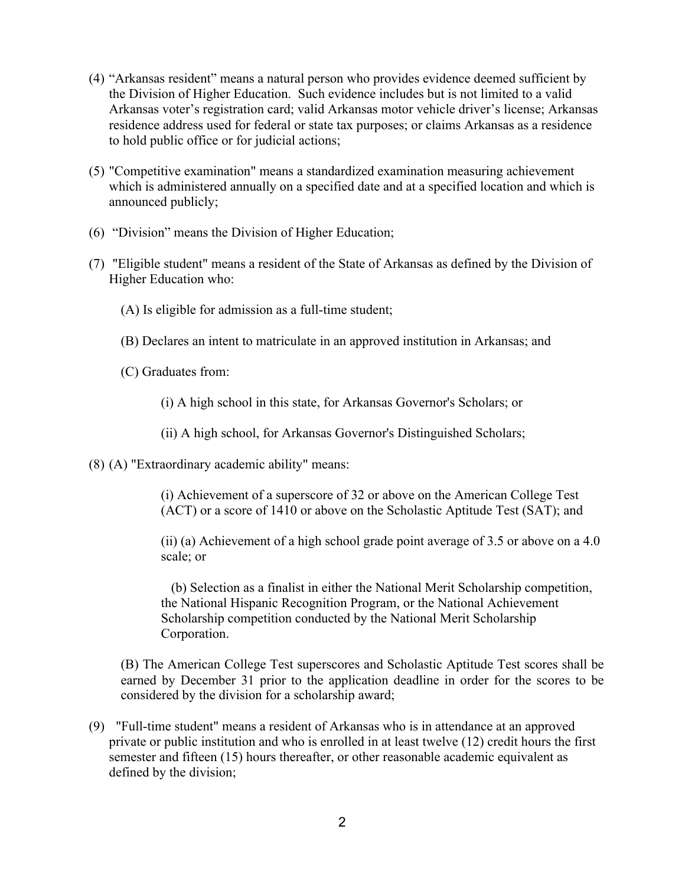(4) "Arkansas resident" means a natural person who provides evidence deemed sufficient by the Division of Higher Education. Such evidence includes but is not limited to a valid Arkansas voter's registration card; valid Arkansas motor vehicle driver's license; Arkansas residence address used for federal or state tax purposes; or claims Arkansas as a residence to hold public office or for judicial actions;

(5) "Competitive examination" means a standardized examination measuring achievement which is administered annually on a specified date and at a specified location and which is announced publicly;

(6) "Division" means the Division of Higher Education;

(7) "Eligible student" means a resident of the State of Arkansas as defined by the Division of Higher Education who:

(A) Is eligible for admission as a full-time student;

(B) Declares an intent to matriculate in an approved institution in Arkansas; and

(C) Graduates from:

(i) A high school in this state, for Arkansas Governor's Scholars; or

(ii) A high school, for Arkansas Governor's Distinguished Scholars;

(8) (A) "Extraordinary academic ability" means:

(i) Achievement of a superscore of 32 or above on the American College Test (ACT) or a score of 1410 or above on the Scholastic Aptitude Test (SAT); and

(ii) (a) Achievement of a high school grade point average of 3.5 or above on a 4.0 scale; or

(b) Selection as a finalist in either the National Merit Scholarship competition, the National Hispanic Recognition Program, or the National Achievement Scholarship competition conducted by the National Merit Scholarship Corporation.

(B) The American College Test superscores and Scholastic Aptitude Test scores shall be earned by December 31 prior to the application deadline in order for the scores to be considered by the division for a scholarship award;

(9) "Full-time student" means a resident of Arkansas who is in attendance at an approved private or public institution and who is enrolled in at least twelve (12) credit hours the first semester and fifteen (15) hours thereafter, or other reasonable academic equivalent as defined by the division;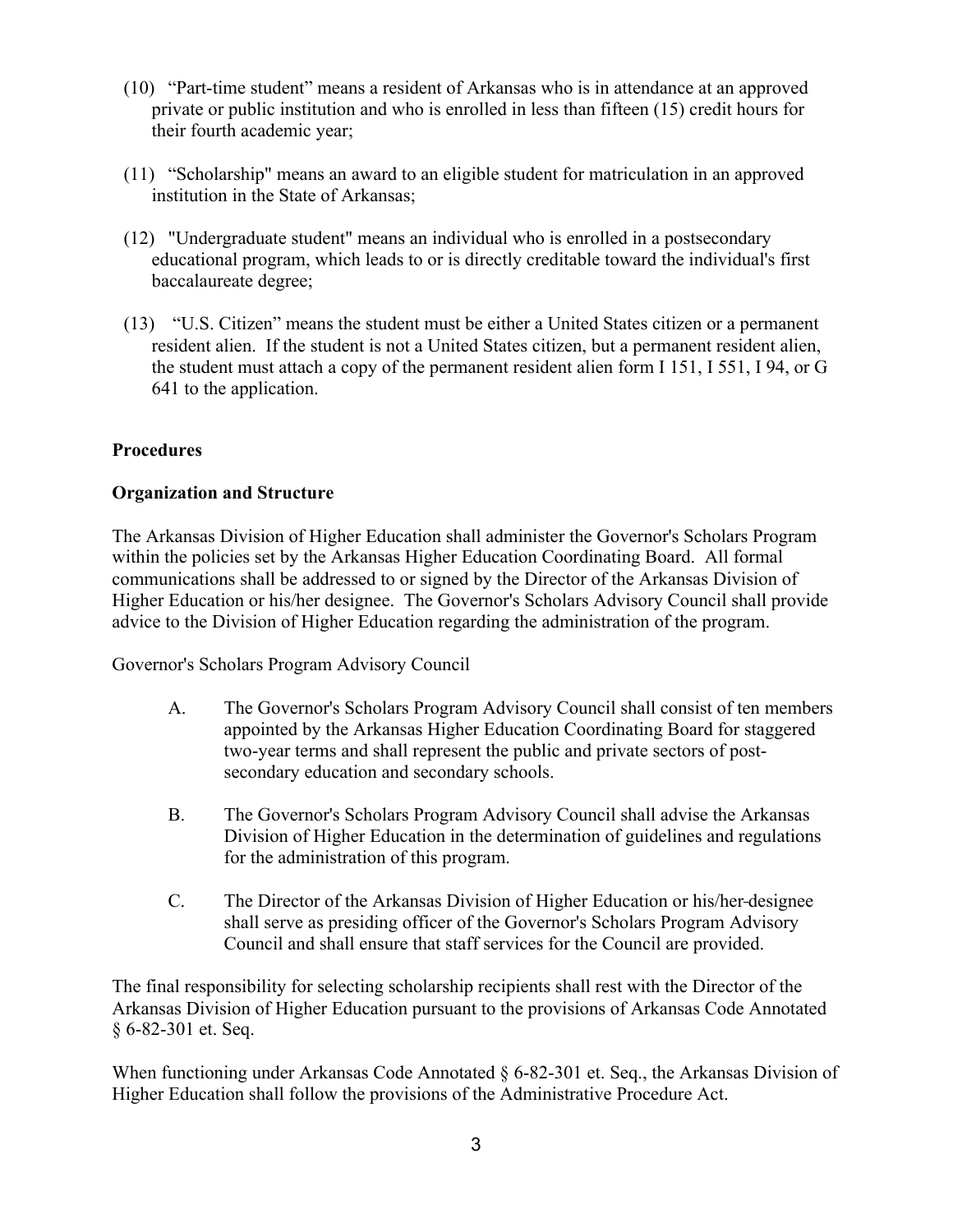(10) "Part-time student" means a resident of Arkansas who is in attendance at an approved private or public institution and who is enrolled in less than fifteen (15) credit hours for their fourth academic year;

(11) "Scholarship" means an award to an eligible student for matriculation in an approved institution in the State of Arkansas;

(12) "Undergraduate student" means an individual who is enrolled in a postsecondary educational program, which leads to or is directly creditable toward the individual's first baccalaureate degree;

(13) "U.S. Citizen" means the student must be either a United States citizen or a permanent resident alien. If the student is not a United States citizen, but a permanent resident alien, the student must attach a copy of the permanent resident alien form I 151, I 551, I 94, or G 641 to the application.

**Procedures**

**Organization and Structure**

The Arkansas Division of Higher Education shall administer the Governor's Scholars Program within the policies set by the Arkansas Higher Education Coordinating Board. All formal communications shall be addressed to or signed by the Director of the Arkansas Division of Higher Education or his/her designee. The Governor's Scholars Advisory Council shall provide advice to the Division of Higher Education regarding the administration of the program.

Governor's Scholars Program Advisory Council

A. The Governor's Scholars Program Advisory Council shall consist of ten members appointed by the Arkansas Higher Education Coordinating Board for staggered two-year terms and shall represent the public and private sectors of post-secondary education and secondary schools.

B. The Governor's Scholars Program Advisory Council shall advise the Arkansas Division of Higher Education in the determination of guidelines and regulations for the administration of this program.

C. The Director of the Arkansas Division of Higher Education or his/her designee shall serve as presiding officer of the Governor's Scholars Program Advisory Council and shall ensure that staff services for the Council are provided.

The final responsibility for selecting scholarship recipients shall rest with the Director of the Arkansas Division of Higher Education pursuant to the provisions of Arkansas Code Annotated § 6-82-301 et. Seq.

When functioning under Arkansas Code Annotated § 6-82-301 et. Seq., the Arkansas Division of Higher Education shall follow the provisions of the Administrative Procedure Act.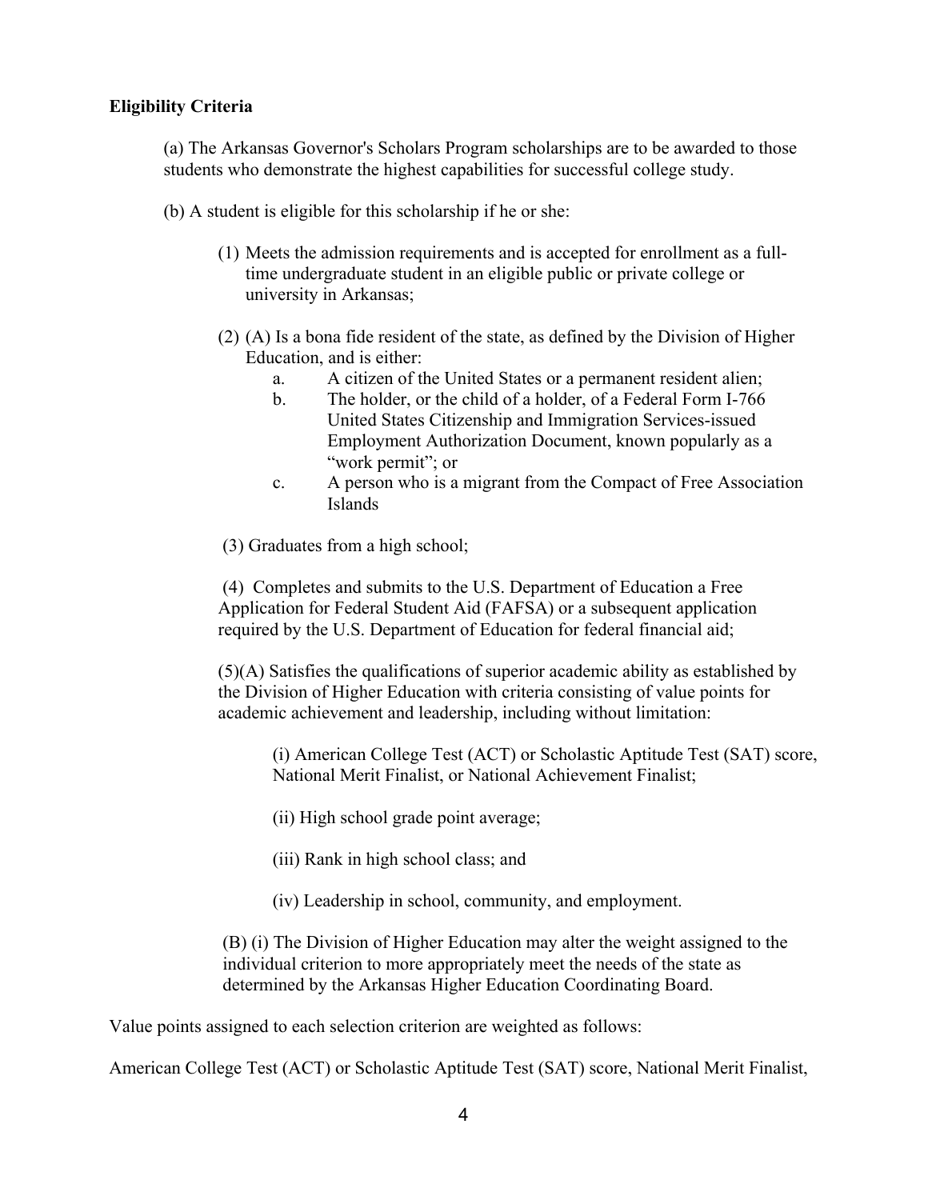**Eligibility Criteria**

(a) The Arkansas Governor's Scholars Program scholarships are to be awarded to those students who demonstrate the highest capabilities for successful college study.

(b) A student is eligible for this scholarship if he or she:

(1) Meets the admission requirements and is accepted for enrollment as a full-time undergraduate student in an eligible public or private college or university in Arkansas;

(2) (A) Is a bona fide resident of the state, as defined by the Division of Higher Education, and is either:

a. A citizen of the United States or a permanent resident alien;

b. The holder, or the child of a holder, of a Federal Form I-766 United States Citizenship and Immigration Services-issued Employment Authorization Document, known popularly as a "work permit"; or

c. A person who is a migrant from the Compact of Free Association Islands

(3) Graduates from a high school;

(4) Completes and submits to the U.S. Department of Education a Free Application for Federal Student Aid (FAFSA) or a subsequent application required by the U.S. Department of Education for federal financial aid;

(5)(A) Satisfies the qualifications of superior academic ability as established by the Division of Higher Education with criteria consisting of value points for academic achievement and leadership, including without limitation:

(i) American College Test (ACT) or Scholastic Aptitude Test (SAT) score, National Merit Finalist, or National Achievement Finalist;

(ii) High school grade point average;

(iii) Rank in high school class; and

(iv) Leadership in school, community, and employment.

(B) (i) The Division of Higher Education may alter the weight assigned to the individual criterion to more appropriately meet the needs of the state as determined by the Arkansas Higher Education Coordinating Board.

Value points assigned to each selection criterion are weighted as follows:

American College Test (ACT) or Scholastic Aptitude Test (SAT) score, National Merit Finalist,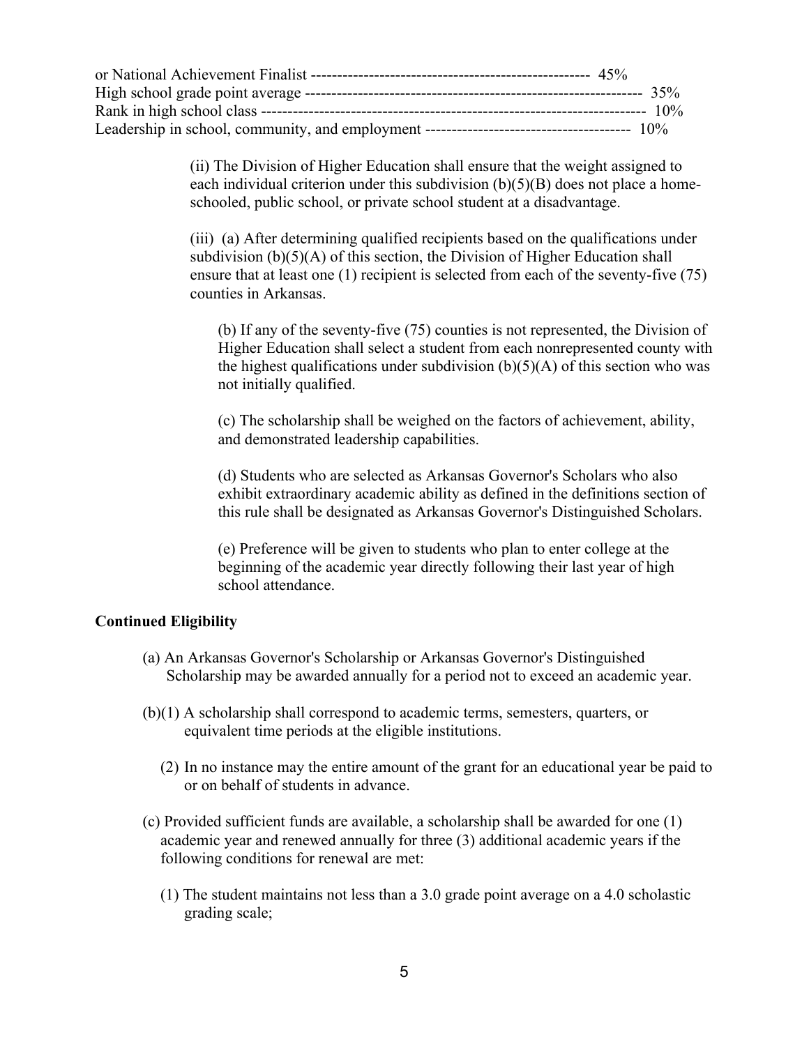or National Achievement Finalist ---------------------------------------------------- 45%
High school grade point average ---------------------------------------------------------------- 35%
Rank in high school class ------------------------------------------------------------------------ 10%
Leadership in school, community, and employment -------------------------------------- 10%

(ii) The Division of Higher Education shall ensure that the weight assigned to each individual criterion under this subdivision (b)(5)(B) does not place a home-schooled, public school, or private school student at a disadvantage.

(iii) (a) After determining qualified recipients based on the qualifications under subdivision (b)(5)(A) of this section, the Division of Higher Education shall ensure that at least one (1) recipient is selected from each of the seventy-five (75) counties in Arkansas.

(b) If any of the seventy-five (75) counties is not represented, the Division of Higher Education shall select a student from each nonrepresented county with the highest qualifications under subdivision (b)(5)(A) of this section who was not initially qualified.

(c) The scholarship shall be weighed on the factors of achievement, ability, and demonstrated leadership capabilities.

(d) Students who are selected as Arkansas Governor's Scholars who also exhibit extraordinary academic ability as defined in the definitions section of this rule shall be designated as Arkansas Governor's Distinguished Scholars.

(e) Preference will be given to students who plan to enter college at the beginning of the academic year directly following their last year of high school attendance.

**Continued Eligibility**

(a) An Arkansas Governor's Scholarship or Arkansas Governor's Distinguished Scholarship may be awarded annually for a period not to exceed an academic year.

(b)(1) A scholarship shall correspond to academic terms, semesters, quarters, or equivalent time periods at the eligible institutions.

(2) In no instance may the entire amount of the grant for an educational year be paid to or on behalf of students in advance.

(c) Provided sufficient funds are available, a scholarship shall be awarded for one (1) academic year and renewed annually for three (3) additional academic years if the following conditions for renewal are met:

(1) The student maintains not less than a 3.0 grade point average on a 4.0 scholastic grading scale;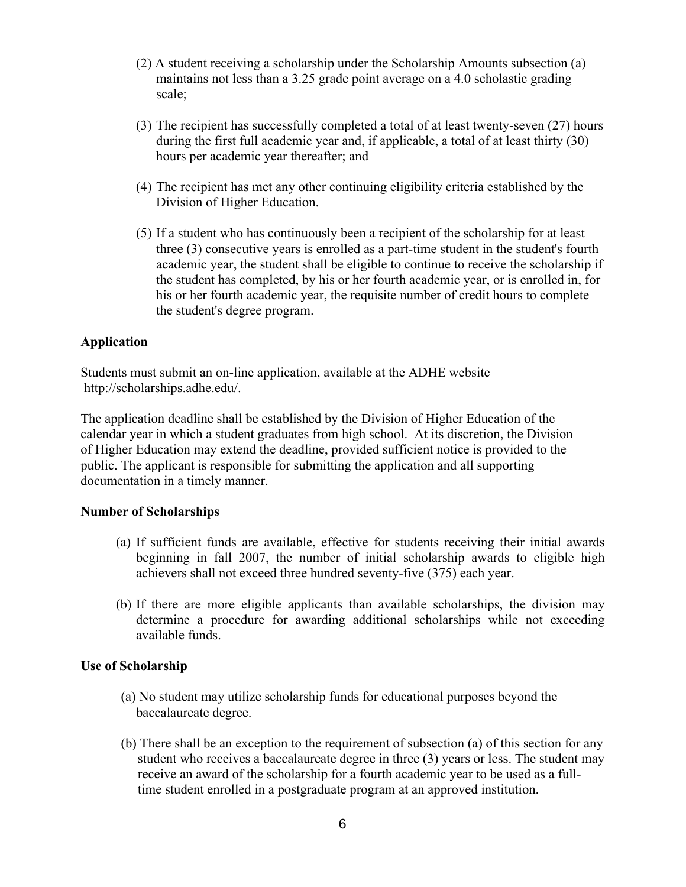(2) A student receiving a scholarship under the Scholarship Amounts subsection (a) maintains not less than a 3.25 grade point average on a 4.0 scholastic grading scale;

(3) The recipient has successfully completed a total of at least twenty-seven (27) hours during the first full academic year and, if applicable, a total of at least thirty (30) hours per academic year thereafter; and

(4) The recipient has met any other continuing eligibility criteria established by the Division of Higher Education.

(5) If a student who has continuously been a recipient of the scholarship for at least three (3) consecutive years is enrolled as a part-time student in the student's fourth academic year, the student shall be eligible to continue to receive the scholarship if the student has completed, by his or her fourth academic year, or is enrolled in, for his or her fourth academic year, the requisite number of credit hours to complete the student's degree program.

**Application**

Students must submit an on-line application, available at the ADHE website http://scholarships.adhe.edu/.

The application deadline shall be established by the Division of Higher Education of the calendar year in which a student graduates from high school. At its discretion, the Division of Higher Education may extend the deadline, provided sufficient notice is provided to the public. The applicant is responsible for submitting the application and all supporting documentation in a timely manner.

**Number of Scholarships**

(a) If sufficient funds are available, effective for students receiving their initial awards beginning in fall 2007, the number of initial scholarship awards to eligible high achievers shall not exceed three hundred seventy-five (375) each year.

(b) If there are more eligible applicants than available scholarships, the division may determine a procedure for awarding additional scholarships while not exceeding available funds.

**Use of Scholarship**

(a) No student may utilize scholarship funds for educational purposes beyond the baccalaureate degree.

(b) There shall be an exception to the requirement of subsection (a) of this section for any student who receives a baccalaureate degree in three (3) years or less. The student may receive an award of the scholarship for a fourth academic year to be used as a full-time student enrolled in a postgraduate program at an approved institution.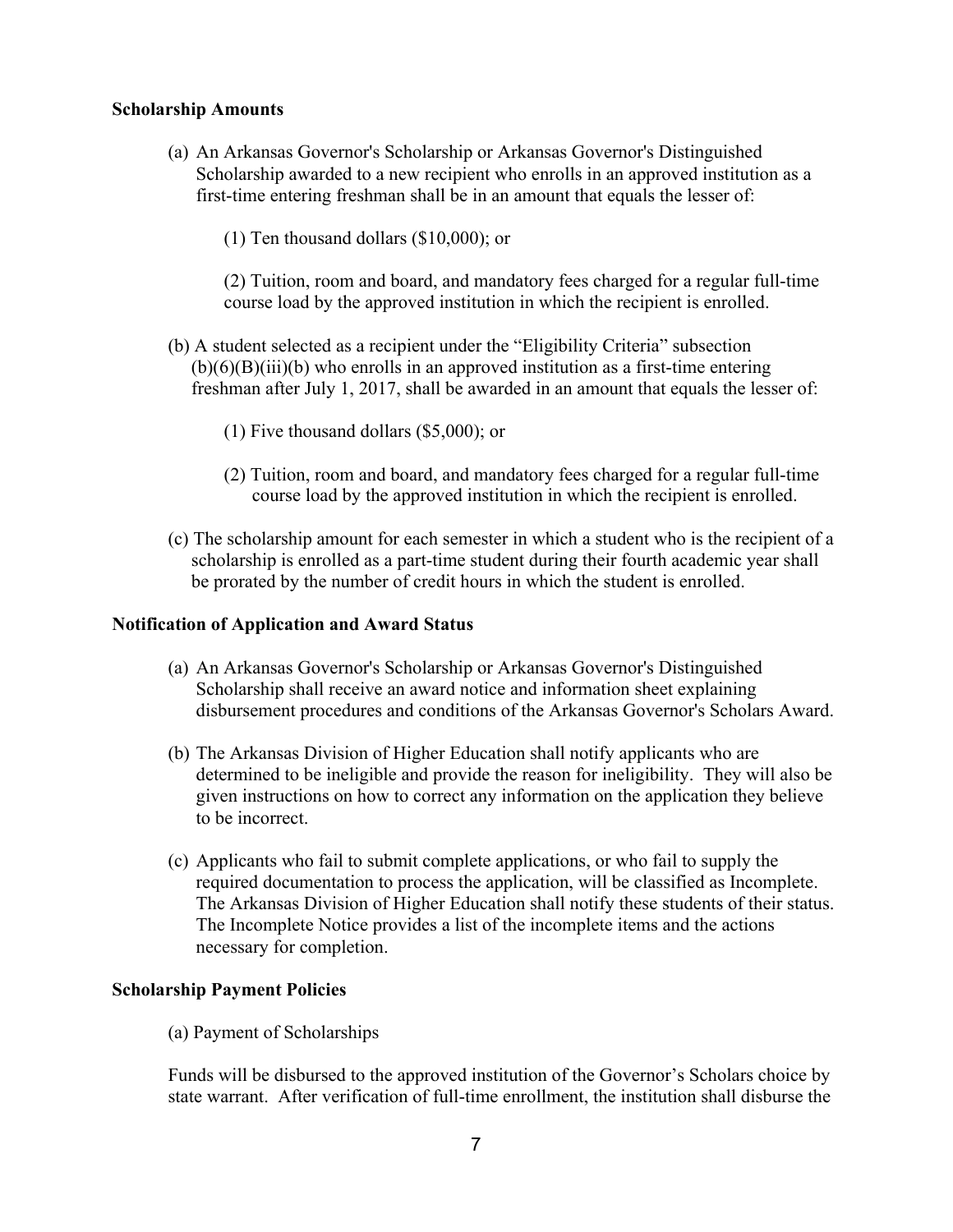**Scholarship Amounts**

(a) An Arkansas Governor's Scholarship or Arkansas Governor's Distinguished Scholarship awarded to a new recipient who enrolls in an approved institution as a first-time entering freshman shall be in an amount that equals the lesser of:

(1) Ten thousand dollars ($10,000); or

(2) Tuition, room and board, and mandatory fees charged for a regular full-time course load by the approved institution in which the recipient is enrolled.

(b) A student selected as a recipient under the "Eligibility Criteria" subsection (b)(6)(B)(iii)(b) who enrolls in an approved institution as a first-time entering freshman after July 1, 2017, shall be awarded in an amount that equals the lesser of:

(1) Five thousand dollars ($5,000); or

(2) Tuition, room and board, and mandatory fees charged for a regular full-time course load by the approved institution in which the recipient is enrolled.

(c) The scholarship amount for each semester in which a student who is the recipient of a scholarship is enrolled as a part-time student during their fourth academic year shall be prorated by the number of credit hours in which the student is enrolled.

**Notification of Application and Award Status**

(a) An Arkansas Governor's Scholarship or Arkansas Governor's Distinguished Scholarship shall receive an award notice and information sheet explaining disbursement procedures and conditions of the Arkansas Governor's Scholars Award.

(b) The Arkansas Division of Higher Education shall notify applicants who are determined to be ineligible and provide the reason for ineligibility. They will also be given instructions on how to correct any information on the application they believe to be incorrect.

(c) Applicants who fail to submit complete applications, or who fail to supply the required documentation to process the application, will be classified as Incomplete. The Arkansas Division of Higher Education shall notify these students of their status. The Incomplete Notice provides a list of the incomplete items and the actions necessary for completion.

**Scholarship Payment Policies**

(a) Payment of Scholarships

Funds will be disbursed to the approved institution of the Governor's Scholars choice by state warrant. After verification of full-time enrollment, the institution shall disburse the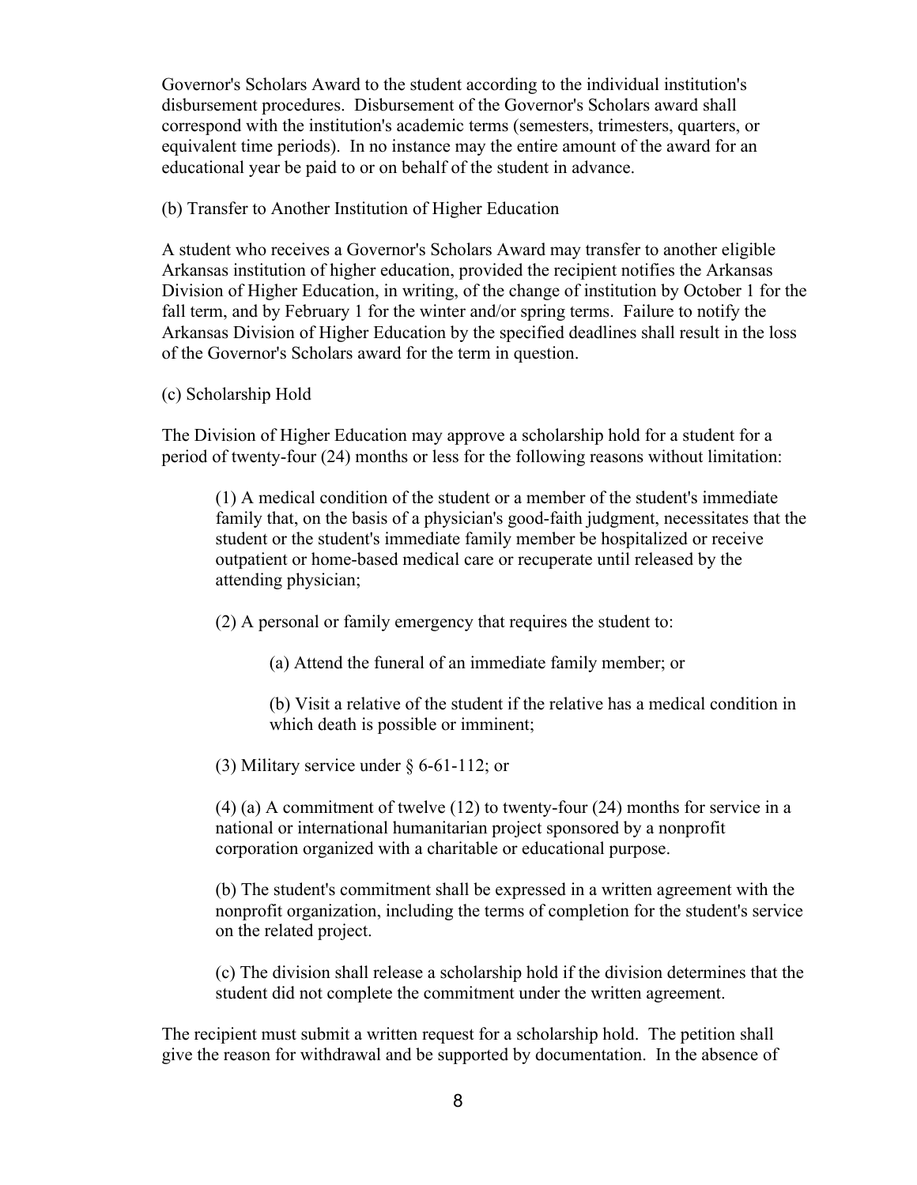Governor's Scholars Award to the student according to the individual institution's disbursement procedures. Disbursement of the Governor's Scholars award shall correspond with the institution's academic terms (semesters, trimesters, quarters, or equivalent time periods). In no instance may the entire amount of the award for an educational year be paid to or on behalf of the student in advance.

(b) Transfer to Another Institution of Higher Education

A student who receives a Governor's Scholars Award may transfer to another eligible Arkansas institution of higher education, provided the recipient notifies the Arkansas Division of Higher Education, in writing, of the change of institution by October 1 for the fall term, and by February 1 for the winter and/or spring terms. Failure to notify the Arkansas Division of Higher Education by the specified deadlines shall result in the loss of the Governor's Scholars award for the term in question.

(c) Scholarship Hold

The Division of Higher Education may approve a scholarship hold for a student for a period of twenty-four (24) months or less for the following reasons without limitation:

> (1) A medical condition of the student or a member of the student's immediate family that, on the basis of a physician's good-faith judgment, necessitates that the student or the student's immediate family member be hospitalized or receive outpatient or home-based medical care or recuperate until released by the attending physician;
>
> (2) A personal or family emergency that requires the student to:
>
> > (a) Attend the funeral of an immediate family member; or
> >
> > (b) Visit a relative of the student if the relative has a medical condition in which death is possible or imminent;
>
> (3) Military service under § 6-61-112; or
>
> (4) (a) A commitment of twelve (12) to twenty-four (24) months for service in a national or international humanitarian project sponsored by a nonprofit corporation organized with a charitable or educational purpose.
>
> (b) The student's commitment shall be expressed in a written agreement with the nonprofit organization, including the terms of completion for the student's service on the related project.
>
> (c) The division shall release a scholarship hold if the division determines that the student did not complete the commitment under the written agreement.

The recipient must submit a written request for a scholarship hold. The petition shall give the reason for withdrawal and be supported by documentation. In the absence of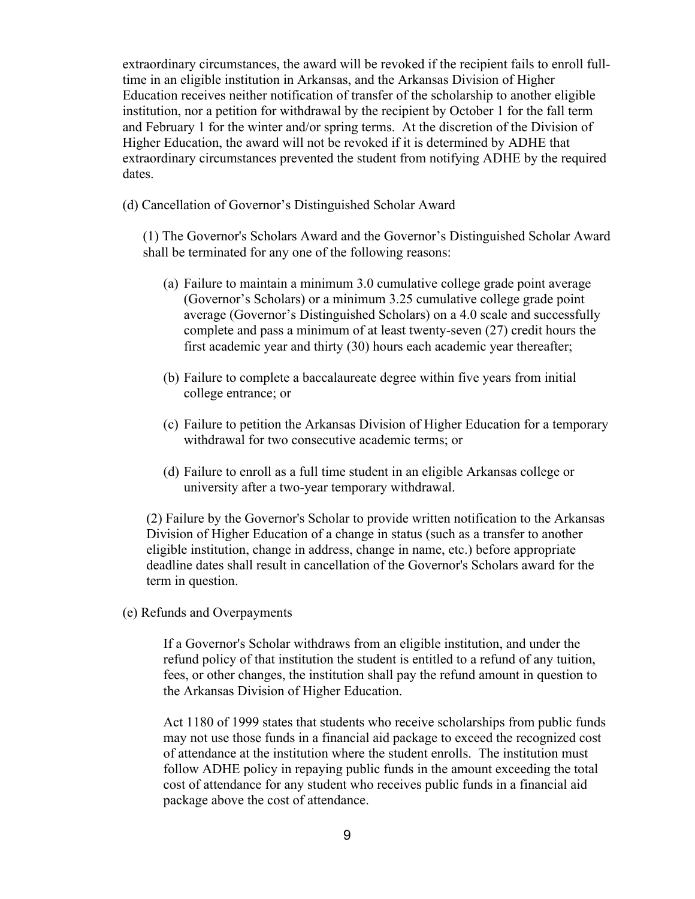extraordinary circumstances, the award will be revoked if the recipient fails to enroll full-time in an eligible institution in Arkansas, and the Arkansas Division of Higher Education receives neither notification of transfer of the scholarship to another eligible institution, nor a petition for withdrawal by the recipient by October 1 for the fall term and February 1 for the winter and/or spring terms. At the discretion of the Division of Higher Education, the award will not be revoked if it is determined by ADHE that extraordinary circumstances prevented the student from notifying ADHE by the required dates.

(d) Cancellation of Governor's Distinguished Scholar Award

(1) The Governor's Scholars Award and the Governor's Distinguished Scholar Award shall be terminated for any one of the following reasons:

(a) Failure to maintain a minimum 3.0 cumulative college grade point average (Governor's Scholars) or a minimum 3.25 cumulative college grade point average (Governor's Distinguished Scholars) on a 4.0 scale and successfully complete and pass a minimum of at least twenty-seven (27) credit hours the first academic year and thirty (30) hours each academic year thereafter;

(b) Failure to complete a baccalaureate degree within five years from initial college entrance; or

(c) Failure to petition the Arkansas Division of Higher Education for a temporary withdrawal for two consecutive academic terms; or

(d) Failure to enroll as a full time student in an eligible Arkansas college or university after a two-year temporary withdrawal.

(2) Failure by the Governor's Scholar to provide written notification to the Arkansas Division of Higher Education of a change in status (such as a transfer to another eligible institution, change in address, change in name, etc.) before appropriate deadline dates shall result in cancellation of the Governor's Scholars award for the term in question.

(e) Refunds and Overpayments

If a Governor's Scholar withdraws from an eligible institution, and under the refund policy of that institution the student is entitled to a refund of any tuition, fees, or other changes, the institution shall pay the refund amount in question to the Arkansas Division of Higher Education.

Act 1180 of 1999 states that students who receive scholarships from public funds may not use those funds in a financial aid package to exceed the recognized cost of attendance at the institution where the student enrolls. The institution must follow ADHE policy in repaying public funds in the amount exceeding the total cost of attendance for any student who receives public funds in a financial aid package above the cost of attendance.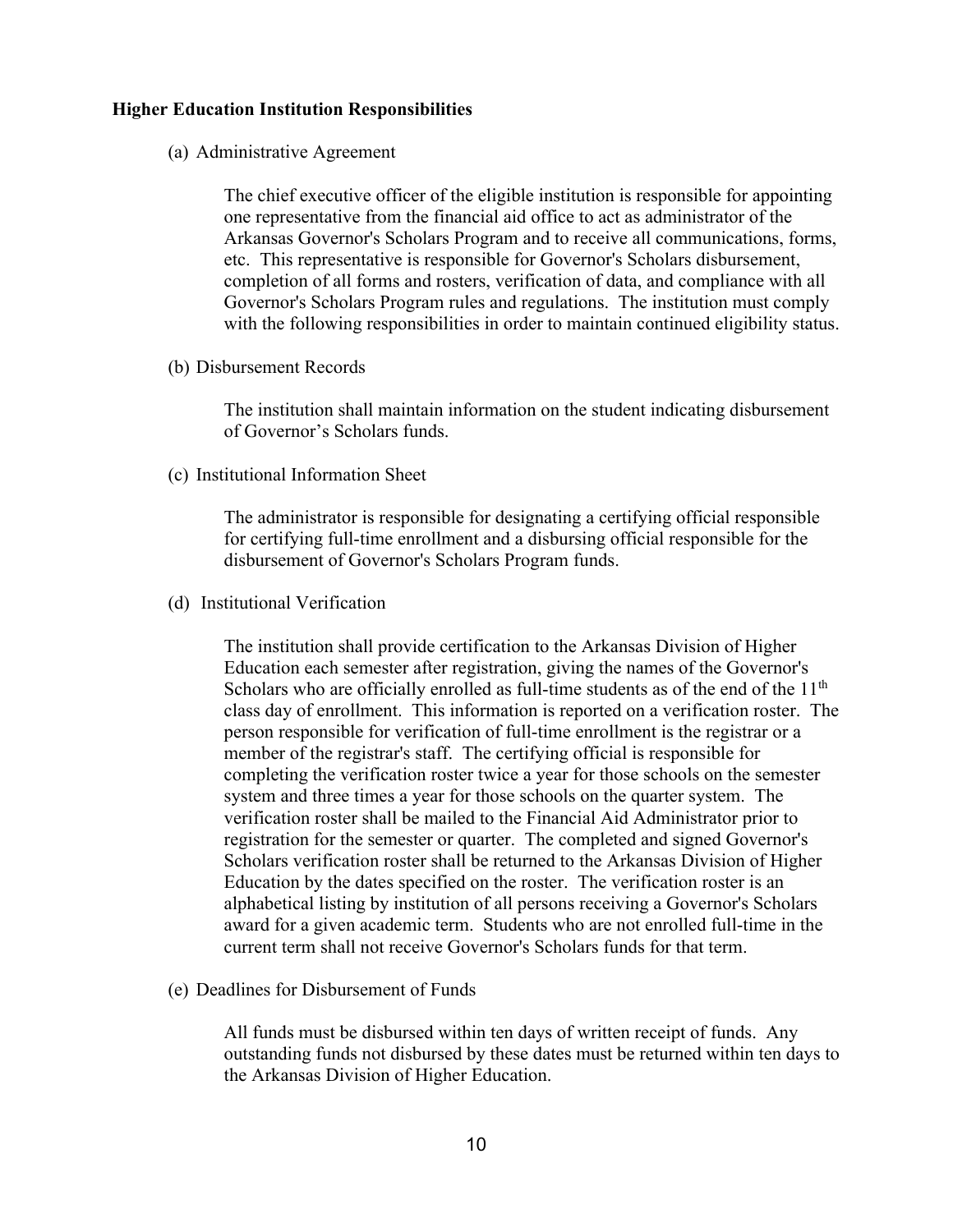**Higher Education Institution Responsibilities**

(a) Administrative Agreement

The chief executive officer of the eligible institution is responsible for appointing one representative from the financial aid office to act as administrator of the Arkansas Governor's Scholars Program and to receive all communications, forms, etc. This representative is responsible for Governor's Scholars disbursement, completion of all forms and rosters, verification of data, and compliance with all Governor's Scholars Program rules and regulations. The institution must comply with the following responsibilities in order to maintain continued eligibility status.

(b) Disbursement Records

The institution shall maintain information on the student indicating disbursement of Governor's Scholars funds.

(c) Institutional Information Sheet

The administrator is responsible for designating a certifying official responsible for certifying full-time enrollment and a disbursing official responsible for the disbursement of Governor's Scholars Program funds.

(d) Institutional Verification

The institution shall provide certification to the Arkansas Division of Higher Education each semester after registration, giving the names of the Governor's Scholars who are officially enrolled as full-time students as of the end of the 11th class day of enrollment. This information is reported on a verification roster. The person responsible for verification of full-time enrollment is the registrar or a member of the registrar's staff. The certifying official is responsible for completing the verification roster twice a year for those schools on the semester system and three times a year for those schools on the quarter system. The verification roster shall be mailed to the Financial Aid Administrator prior to registration for the semester or quarter. The completed and signed Governor's Scholars verification roster shall be returned to the Arkansas Division of Higher Education by the dates specified on the roster. The verification roster is an alphabetical listing by institution of all persons receiving a Governor's Scholars award for a given academic term. Students who are not enrolled full-time in the current term shall not receive Governor's Scholars funds for that term.

(e) Deadlines for Disbursement of Funds

All funds must be disbursed within ten days of written receipt of funds. Any outstanding funds not disbursed by these dates must be returned within ten days to the Arkansas Division of Higher Education.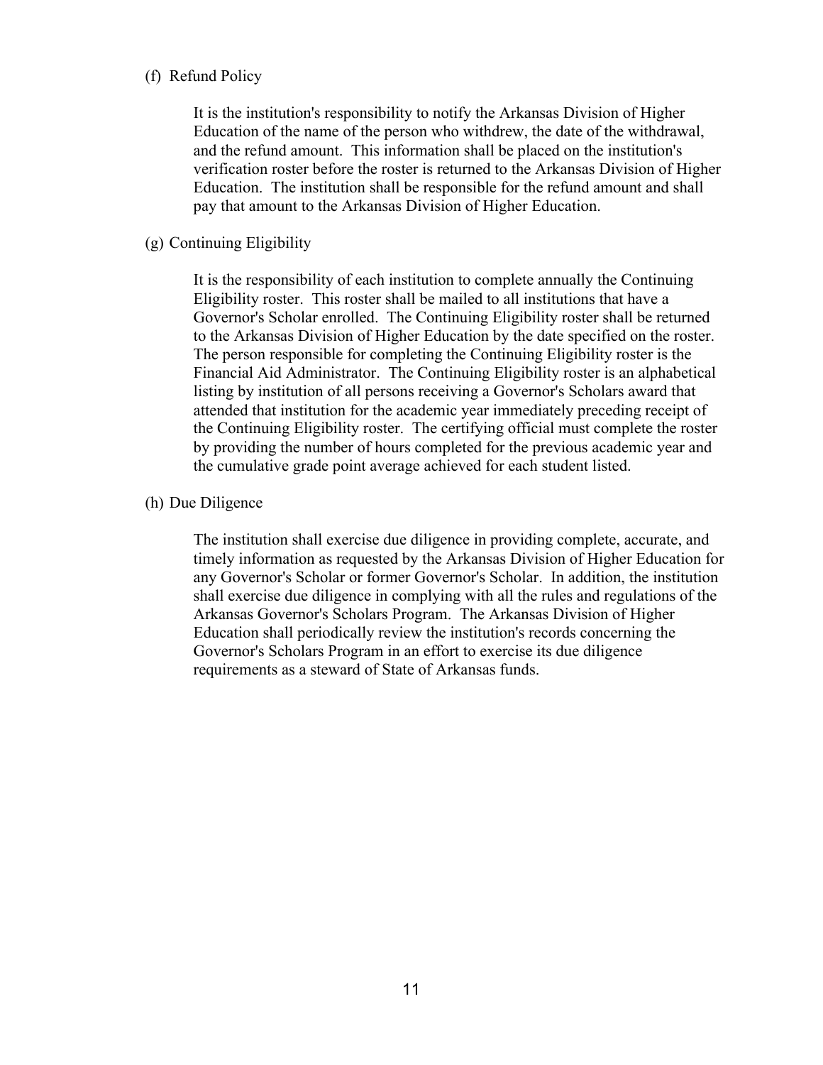(f) Refund Policy

It is the institution's responsibility to notify the Arkansas Division of Higher Education of the name of the person who withdrew, the date of the withdrawal, and the refund amount. This information shall be placed on the institution's verification roster before the roster is returned to the Arkansas Division of Higher Education. The institution shall be responsible for the refund amount and shall pay that amount to the Arkansas Division of Higher Education.

(g) Continuing Eligibility

It is the responsibility of each institution to complete annually the Continuing Eligibility roster. This roster shall be mailed to all institutions that have a Governor's Scholar enrolled. The Continuing Eligibility roster shall be returned to the Arkansas Division of Higher Education by the date specified on the roster. The person responsible for completing the Continuing Eligibility roster is the Financial Aid Administrator. The Continuing Eligibility roster is an alphabetical listing by institution of all persons receiving a Governor's Scholars award that attended that institution for the academic year immediately preceding receipt of the Continuing Eligibility roster. The certifying official must complete the roster by providing the number of hours completed for the previous academic year and the cumulative grade point average achieved for each student listed.

(h) Due Diligence

The institution shall exercise due diligence in providing complete, accurate, and timely information as requested by the Arkansas Division of Higher Education for any Governor's Scholar or former Governor's Scholar. In addition, the institution shall exercise due diligence in complying with all the rules and regulations of the Arkansas Governor's Scholars Program. The Arkansas Division of Higher Education shall periodically review the institution's records concerning the Governor's Scholars Program in an effort to exercise its due diligence requirements as a steward of State of Arkansas funds.